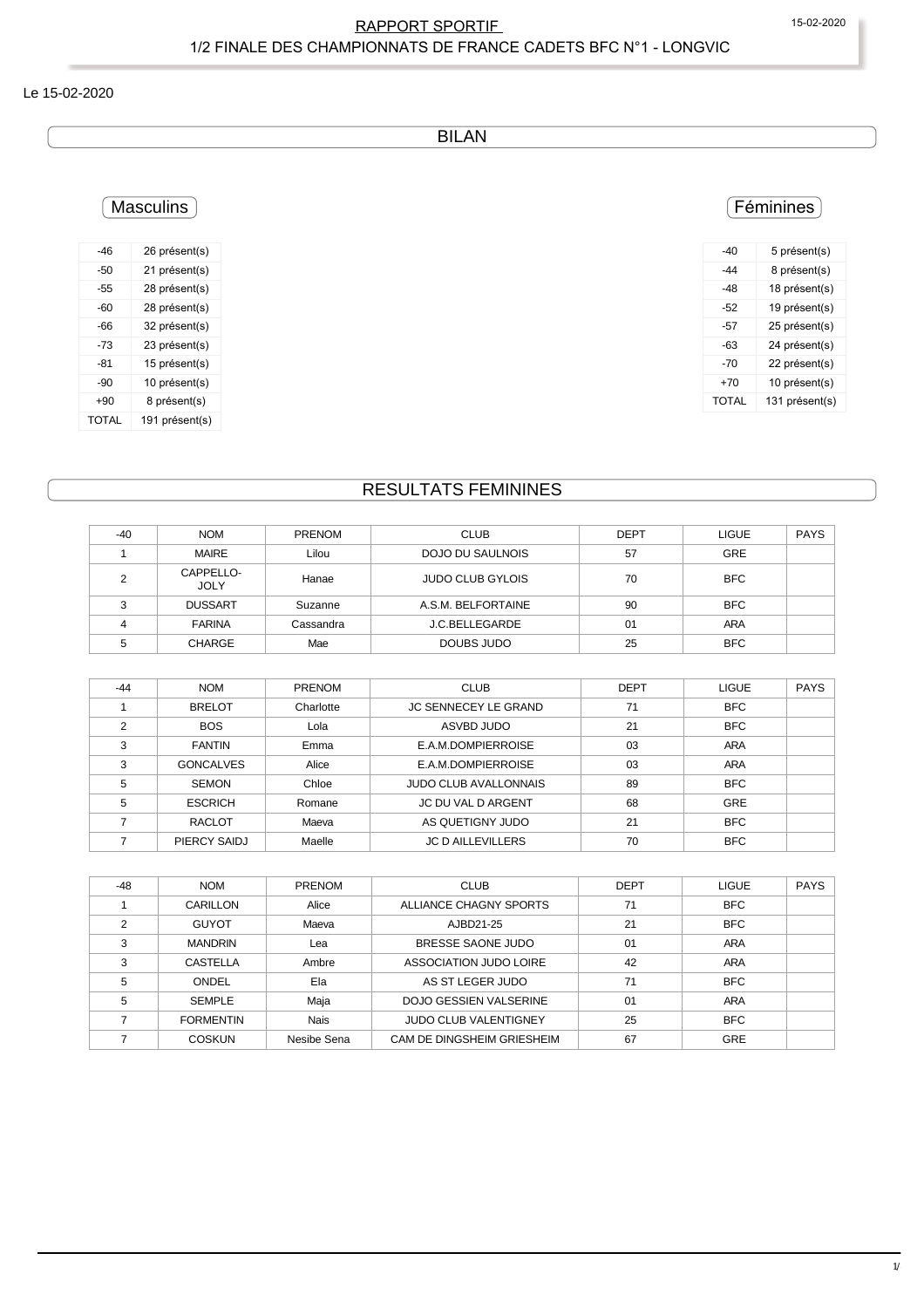# RAPPORT SPORTIF

## 1/2 FINALE DES CHAMPIONNATS DE FRANCE CADETS BFC N°1 - LONGVIC

Le 15-02-2020

## BILAN

### Masculins

| | |
|---|---|
| -46 | 26 présent(s) |
| -50 | 21 présent(s) |
| -55 | 28 présent(s) |
| -60 | 28 présent(s) |
| -66 | 32 présent(s) |
| -73 | 23 présent(s) |
| -81 | 15 présent(s) |
| -90 | 10 présent(s) |
| +90 | 8 présent(s) |
| TOTAL | 191 présent(s) |

### Féminines

| | |
|---|---|
| -40 | 5 présent(s) |
| -44 | 8 présent(s) |
| -48 | 18 présent(s) |
| -52 | 19 présent(s) |
| -57 | 25 présent(s) |
| -63 | 24 présent(s) |
| -70 | 22 présent(s) |
| +70 | 10 présent(s) |
| TOTAL | 131 présent(s) |

## RESULTATS FEMININES

| -40 | NOM | PRENOM | CLUB | DEPT | LIGUE | PAYS |
|---|---|---|---|---|---|---|
| 1 | MAIRE | Lilou | DOJO DU SAULNOIS | 57 | GRE | |
| 2 | CAPPELLO-JOLY | Hanae | JUDO CLUB GYLOIS | 70 | BFC | |
| 3 | DUSSART | Suzanne | A.S.M. BELFORTAINE | 90 | BFC | |
| 4 | FARINA | Cassandra | J.C.BELLEGARDE | 01 | ARA | |
| 5 | CHARGE | Mae | DOUBS JUDO | 25 | BFC | |

| -44 | NOM | PRENOM | CLUB | DEPT | LIGUE | PAYS |
|---|---|---|---|---|---|---|
| 1 | BRELOT | Charlotte | JC SENNECEY LE GRAND | 71 | BFC | |
| 2 | BOS | Lola | ASVBD JUDO | 21 | BFC | |
| 3 | FANTIN | Emma | E.A.M.DOMPIERROISE | 03 | ARA | |
| 3 | GONCALVES | Alice | E.A.M.DOMPIERROISE | 03 | ARA | |
| 5 | SEMON | Chloe | JUDO CLUB AVALLONNAIS | 89 | BFC | |
| 5 | ESCRICH | Romane | JC DU VAL D ARGENT | 68 | GRE | |
| 7 | RACLOT | Maeva | AS QUETIGNY JUDO | 21 | BFC | |
| 7 | PIERCY SAIDJ | Maelle | JC D AILLEVILLERS | 70 | BFC | |

| -48 | NOM | PRENOM | CLUB | DEPT | LIGUE | PAYS |
|---|---|---|---|---|---|---|
| 1 | CARILLON | Alice | ALLIANCE CHAGNY SPORTS | 71 | BFC | |
| 2 | GUYOT | Maeva | AJBD21-25 | 21 | BFC | |
| 3 | MANDRIN | Lea | BRESSE SAONE JUDO | 01 | ARA | |
| 3 | CASTELLA | Ambre | ASSOCIATION JUDO LOIRE | 42 | ARA | |
| 5 | ONDEL | Ela | AS ST LEGER JUDO | 71 | BFC | |
| 5 | SEMPLE | Maja | DOJO GESSIEN VALSERINE | 01 | ARA | |
| 7 | FORMENTIN | Nais | JUDO CLUB VALENTIGNEY | 25 | BFC | |
| 7 | COSKUN | Nesibe Sena | CAM DE DINGSHEIM GRIESHEIM | 67 | GRE | |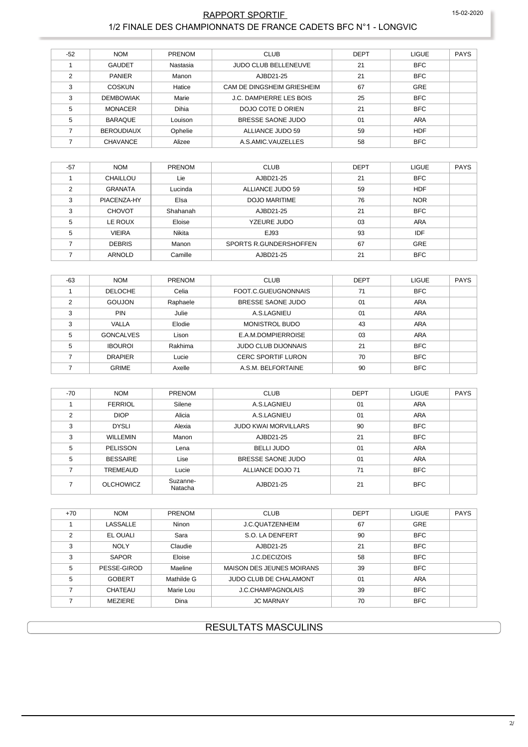## RAPPORT SPORTIF

### 1/2 FINALE DES CHAMPIONNATS DE FRANCE CADETS BFC N°1 - LONGVIC

| -52 | NOM | PRENOM | CLUB | DEPT | LIGUE | PAYS |
|---|---|---|---|---|---|---|
| 1 | GAUDET | Nastasia | JUDO CLUB BELLENEUVE | 21 | BFC | |
| 2 | PANIER | Manon | AJBD21-25 | 21 | BFC | |
| 3 | COSKUN | Hatice | CAM DE DINGSHEIM GRIESHEIM | 67 | GRE | |
| 3 | DEMBOWIAK | Marie | J.C. DAMPIERRE LES BOIS | 25 | BFC | |
| 5 | MONACER | Dihia | DOJO COTE D ORIEN | 21 | BFC | |
| 5 | BARAQUE | Louison | BRESSE SAONE JUDO | 01 | ARA | |
| 7 | BEROUDIAUX | Ophelie | ALLIANCE JUDO 59 | 59 | HDF | |
| 7 | CHAVANCE | Alizee | A.S.AMIC.VAUZELLES | 58 | BFC | |

| -57 | NOM | PRENOM | CLUB | DEPT | LIGUE | PAYS |
|---|---|---|---|---|---|---|
| 1 | CHAILLOU | Lie | AJBD21-25 | 21 | BFC | |
| 2 | GRANATA | Lucinda | ALLIANCE JUDO 59 | 59 | HDF | |
| 3 | PIACENZA-HY | Elsa | DOJO MARITIME | 76 | NOR | |
| 3 | CHOVOT | Shahanah | AJBD21-25 | 21 | BFC | |
| 5 | LE ROUX | Eloise | YZEURE JUDO | 03 | ARA | |
| 5 | VIEIRA | Nikita | EJ93 | 93 | IDF | |
| 7 | DEBRIS | Manon | SPORTS R.GUNDERSHOFFEN | 67 | GRE | |
| 7 | ARNOLD | Camille | AJBD21-25 | 21 | BFC | |

| -63 | NOM | PRENOM | CLUB | DEPT | LIGUE | PAYS |
|---|---|---|---|---|---|---|
| 1 | DELOCHE | Celia | FOOT.C.GUEUGNONNAIS | 71 | BFC | |
| 2 | GOUJON | Raphaele | BRESSE SAONE JUDO | 01 | ARA | |
| 3 | PIN | Julie | A.S.LAGNIEU | 01 | ARA | |
| 3 | VALLA | Elodie | MONISTROL BUDO | 43 | ARA | |
| 5 | GONCALVES | Lison | E.A.M.DOMPIERROISE | 03 | ARA | |
| 5 | IBOUROI | Rakhima | JUDO CLUB DIJONNAIS | 21 | BFC | |
| 7 | DRAPIER | Lucie | CERC SPORTIF LURON | 70 | BFC | |
| 7 | GRIME | Axelle | A.S.M. BELFORTAINE | 90 | BFC | |

| -70 | NOM | PRENOM | CLUB | DEPT | LIGUE | PAYS |
|---|---|---|---|---|---|---|
| 1 | FERRIOL | Silene | A.S.LAGNIEU | 01 | ARA | |
| 2 | DIOP | Alicia | A.S.LAGNIEU | 01 | ARA | |
| 3 | DYSLI | Alexia | JUDO KWAI MORVILLARS | 90 | BFC | |
| 3 | WILLEMIN | Manon | AJBD21-25 | 21 | BFC | |
| 5 | PELISSON | Lena | BELLI JUDO | 01 | ARA | |
| 5 | BESSAIRE | Lise | BRESSE SAONE JUDO | 01 | ARA | |
| 7 | TREMEAUD | Lucie | ALLIANCE DOJO 71 | 71 | BFC | |
| 7 | OLCHOWICZ | Suzanne-Natacha | AJBD21-25 | 21 | BFC | |

| +70 | NOM | PRENOM | CLUB | DEPT | LIGUE | PAYS |
|---|---|---|---|---|---|---|
| 1 | LASSALLE | Ninon | J.C.QUATZENHEIM | 67 | GRE | |
| 2 | EL OUALI | Sara | S.O. LA DENFERT | 90 | BFC | |
| 3 | NOLY | Claudie | AJBD21-25 | 21 | BFC | |
| 3 | SAPOR | Eloise | J.C.DECIZOIS | 58 | BFC | |
| 5 | PESSE-GIROD | Maeline | MAISON DES JEUNES MOIRANS | 39 | BFC | |
| 5 | GOBERT | Mathilde G | JUDO CLUB DE CHALAMONT | 01 | ARA | |
| 7 | CHATEAU | Marie Lou | J.C.CHAMPAGNOLAIS | 39 | BFC | |
| 7 | MEZIERE | Dina | JC MARNAY | 70 | BFC | |

## RESULTATS MASCULINS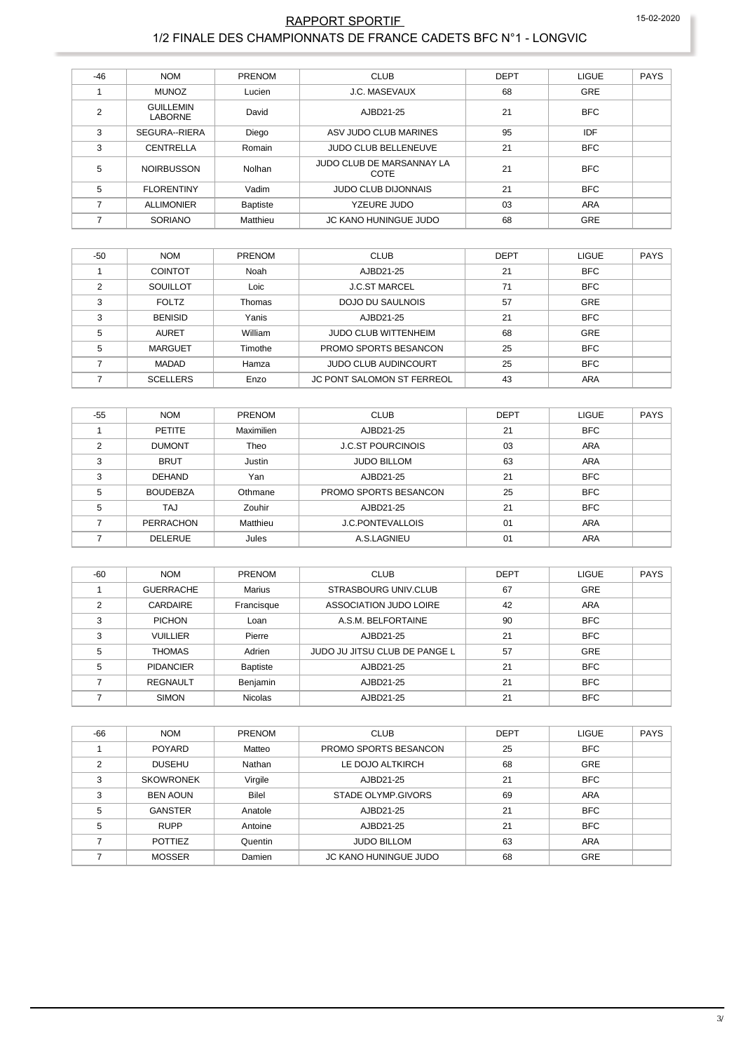## RAPPORT SPORTIF

1/2 FINALE DES CHAMPIONNATS DE FRANCE CADETS BFC N°1 - LONGVIC

| -46 | NOM | PRENOM | CLUB | DEPT | LIGUE | PAYS |
|---|---|---|---|---|---|---|
| 1 | MUNOZ | Lucien | J.C. MASEVAUX | 68 | GRE | |
| 2 | GUILLEMIN LABORNE | David | AJBD21-25 | 21 | BFC | |
| 3 | SEGURA--RIERA | Diego | ASV JUDO CLUB MARINES | 95 | IDF | |
| 3 | CENTRELLA | Romain | JUDO CLUB BELLENEUVE | 21 | BFC | |
| 5 | NOIRBUSSON | Nolhan | JUDO CLUB DE MARSANNAY LA COTE | 21 | BFC | |
| 5 | FLORENTINY | Vadim | JUDO CLUB DIJONNAIS | 21 | BFC | |
| 7 | ALLIMONIER | Baptiste | YZEURE JUDO | 03 | ARA | |
| 7 | SORIANO | Matthieu | JC KANO HUNINGUE JUDO | 68 | GRE | |

| -50 | NOM | PRENOM | CLUB | DEPT | LIGUE | PAYS |
|---|---|---|---|---|---|---|
| 1 | COINTOT | Noah | AJBD21-25 | 21 | BFC | |
| 2 | SOUILLOT | Loic | J.C.ST MARCEL | 71 | BFC | |
| 3 | FOLTZ | Thomas | DOJO DU SAULNOIS | 57 | GRE | |
| 3 | BENISID | Yanis | AJBD21-25 | 21 | BFC | |
| 5 | AURET | William | JUDO CLUB WITTENHEIM | 68 | GRE | |
| 5 | MARGUET | Timothe | PROMO SPORTS BESANCON | 25 | BFC | |
| 7 | MADAD | Hamza | JUDO CLUB AUDINCOURT | 25 | BFC | |
| 7 | SCELLERS | Enzo | JC PONT SALOMON ST FERREOL | 43 | ARA | |

| -55 | NOM | PRENOM | CLUB | DEPT | LIGUE | PAYS |
|---|---|---|---|---|---|---|
| 1 | PETITE | Maximilien | AJBD21-25 | 21 | BFC | |
| 2 | DUMONT | Theo | J.C.ST POURCINOIS | 03 | ARA | |
| 3 | BRUT | Justin | JUDO BILLOM | 63 | ARA | |
| 3 | DEHAND | Yan | AJBD21-25 | 21 | BFC | |
| 5 | BOUDEBZA | Othmane | PROMO SPORTS BESANCON | 25 | BFC | |
| 5 | TAJ | Zouhir | AJBD21-25 | 21 | BFC | |
| 7 | PERRACHON | Matthieu | J.C.PONTEVALLOIS | 01 | ARA | |
| 7 | DELERUE | Jules | A.S.LAGNIEU | 01 | ARA | |

| -60 | NOM | PRENOM | CLUB | DEPT | LIGUE | PAYS |
|---|---|---|---|---|---|---|
| 1 | GUERRACHE | Marius | STRASBOURG UNIV.CLUB | 67 | GRE | |
| 2 | CARDAIRE | Francisque | ASSOCIATION JUDO LOIRE | 42 | ARA | |
| 3 | PICHON | Loan | A.S.M. BELFORTAINE | 90 | BFC | |
| 3 | VUILLIER | Pierre | AJBD21-25 | 21 | BFC | |
| 5 | THOMAS | Adrien | JUDO JU JITSU CLUB DE PANGE L | 57 | GRE | |
| 5 | PIDANCIER | Baptiste | AJBD21-25 | 21 | BFC | |
| 7 | REGNAULT | Benjamin | AJBD21-25 | 21 | BFC | |
| 7 | SIMON | Nicolas | AJBD21-25 | 21 | BFC | |

| -66 | NOM | PRENOM | CLUB | DEPT | LIGUE | PAYS |
|---|---|---|---|---|---|---|
| 1 | POYARD | Matteo | PROMO SPORTS BESANCON | 25 | BFC | |
| 2 | DUSEHU | Nathan | LE DOJO ALTKIRCH | 68 | GRE | |
| 3 | SKOWRONEK | Virgile | AJBD21-25 | 21 | BFC | |
| 3 | BEN AOUN | Bilel | STADE OLYMP.GIVORS | 69 | ARA | |
| 5 | GANSTER | Anatole | AJBD21-25 | 21 | BFC | |
| 5 | RUPP | Antoine | AJBD21-25 | 21 | BFC | |
| 7 | POTTIEZ | Quentin | JUDO BILLOM | 63 | ARA | |
| 7 | MOSSER | Damien | JC KANO HUNINGUE JUDO | 68 | GRE | |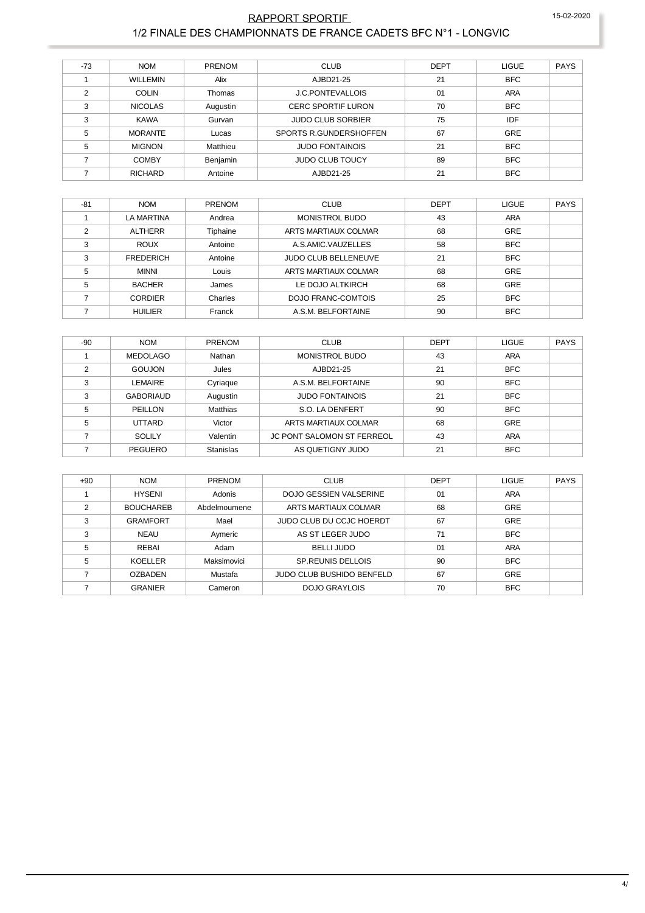## RAPPORT SPORTIF

## 1/2 FINALE DES CHAMPIONNATS DE FRANCE CADETS BFC N°1 - LONGVIC

15-02-2020

| -73 | NOM | PRENOM | CLUB | DEPT | LIGUE | PAYS |
|---|---|---|---|---|---|---|
| 1 | WILLEMIN | Alix | AJBD21-25 | 21 | BFC | |
| 2 | COLIN | Thomas | J.C.PONTEVALLOIS | 01 | ARA | |
| 3 | NICOLAS | Augustin | CERC SPORTIF LURON | 70 | BFC | |
| 3 | KAWA | Gurvan | JUDO CLUB SORBIER | 75 | IDF | |
| 5 | MORANTE | Lucas | SPORTS R.GUNDERSHOFFEN | 67 | GRE | |
| 5 | MIGNON | Matthieu | JUDO FONTAINOIS | 21 | BFC | |
| 7 | COMBY | Benjamin | JUDO CLUB TOUCY | 89 | BFC | |
| 7 | RICHARD | Antoine | AJBD21-25 | 21 | BFC | |

| -81 | NOM | PRENOM | CLUB | DEPT | LIGUE | PAYS |
|---|---|---|---|---|---|---|
| 1 | LA MARTINA | Andrea | MONISTROL BUDO | 43 | ARA | |
| 2 | ALTHERR | Tiphaine | ARTS MARTIAUX COLMAR | 68 | GRE | |
| 3 | ROUX | Antoine | A.S.AMIC.VAUZELLES | 58 | BFC | |
| 3 | FREDERICH | Antoine | JUDO CLUB BELLENEUVE | 21 | BFC | |
| 5 | MINNI | Louis | ARTS MARTIAUX COLMAR | 68 | GRE | |
| 5 | BACHER | James | LE DOJO ALTKIRCH | 68 | GRE | |
| 7 | CORDIER | Charles | DOJO FRANC-COMTOIS | 25 | BFC | |
| 7 | HUILIER | Franck | A.S.M. BELFORTAINE | 90 | BFC | |

| -90 | NOM | PRENOM | CLUB | DEPT | LIGUE | PAYS |
|---|---|---|---|---|---|---|
| 1 | MEDOLAGO | Nathan | MONISTROL BUDO | 43 | ARA | |
| 2 | GOUJON | Jules | AJBD21-25 | 21 | BFC | |
| 3 | LEMAIRE | Cyriaque | A.S.M. BELFORTAINE | 90 | BFC | |
| 3 | GABORIAUD | Augustin | JUDO FONTAINOIS | 21 | BFC | |
| 5 | PEILLON | Matthias | S.O. LA DENFERT | 90 | BFC | |
| 5 | UTTARD | Victor | ARTS MARTIAUX COLMAR | 68 | GRE | |
| 7 | SOLILY | Valentin | JC PONT SALOMON ST FERREOL | 43 | ARA | |
| 7 | PEGUERO | Stanislas | AS QUETIGNY JUDO | 21 | BFC | |

| +90 | NOM | PRENOM | CLUB | DEPT | LIGUE | PAYS |
|---|---|---|---|---|---|---|
| 1 | HYSENI | Adonis | DOJO GESSIEN VALSERINE | 01 | ARA | |
| 2 | BOUCHAREB | Abdelmoumene | ARTS MARTIAUX COLMAR | 68 | GRE | |
| 3 | GRAMFORT | Mael | JUDO CLUB DU CCJC HOERDT | 67 | GRE | |
| 3 | NEAU | Aymeric | AS ST LEGER JUDO | 71 | BFC | |
| 5 | REBAI | Adam | BELLI JUDO | 01 | ARA | |
| 5 | KOELLER | Maksimovici | SP.REUNIS DELLOIS | 90 | BFC | |
| 7 | OZBADEN | Mustafa | JUDO CLUB BUSHIDO BENFELD | 67 | GRE | |
| 7 | GRANIER | Cameron | DOJO GRAYLOIS | 70 | BFC | |